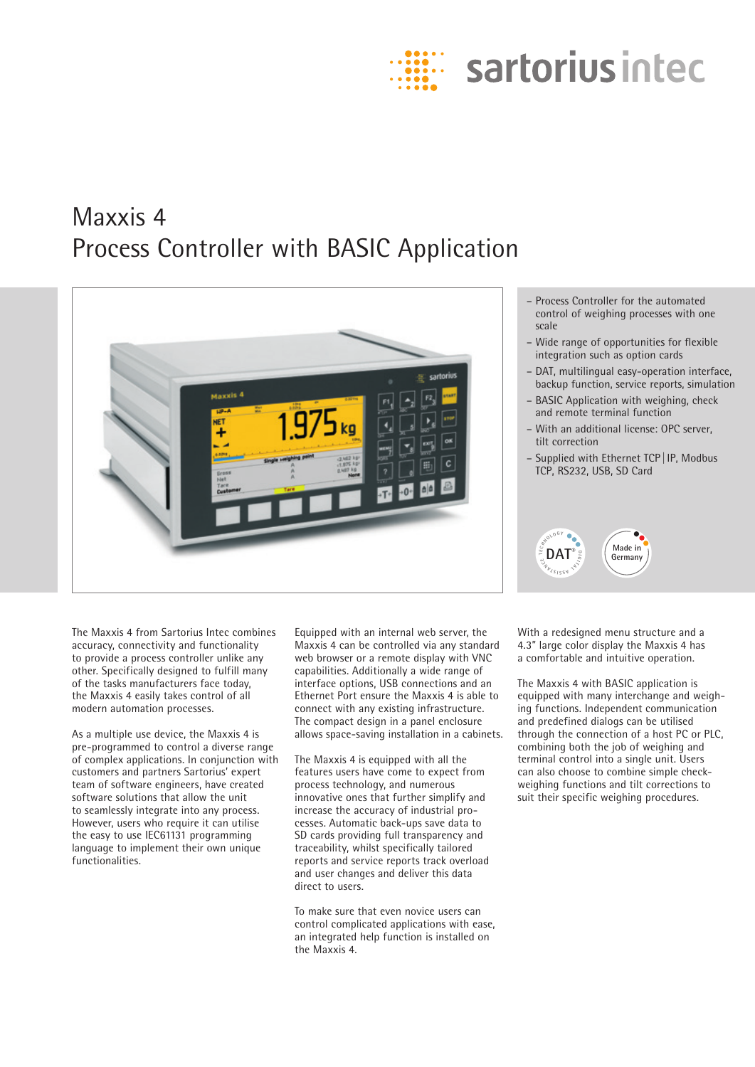# Maxxis 4
## Process Controller with BASIC Application

- Process Controller for the automated control of weighing processes with one scale
- Wide range of opportunities for flexible integration such as option cards
- DAT, multilingual easy-operation interface, backup function, service reports, simulation
- BASIC Application with weighing, check and remote terminal function
- With an additional license: OPC server, tilt correction
- Supplied with Ethernet TCP | IP, Modbus TCP, RS232, USB, SD Card

The Maxxis 4 from Sartorius Intec combines accuracy, connectivity and functionality to provide a process controller unlike any other. Specifically designed to fulfill many of the tasks manufacturers face today, the Maxxis 4 easily takes control of all modern automation processes.

As a multiple use device, the Maxxis 4 is pre-programmed to control a diverse range of complex applications. In conjunction with customers and partners Sartorius' expert team of software engineers, have created software solutions that allow the unit to seamlessly integrate into any process. However, users who require it can utilise the easy to use IEC61131 programming language to implement their own unique functionalities.

Equipped with an internal web server, the Maxxis 4 can be controlled via any standard web browser or a remote display with VNC capabilities. Additionally a wide range of interface options, USB connections and an Ethernet Port ensure the Maxxis 4 is able to connect with any existing infrastructure. The compact design in a panel enclosure allows space-saving installation in a cabinets.

The Maxxis 4 is equipped with all the features users have come to expect from process technology, and numerous innovative ones that further simplify and increase the accuracy of industrial processes. Automatic back-ups save data to SD cards providing full transparency and traceability, whilst specifically tailored reports and service reports track overload and user changes and deliver this data direct to users.

To make sure that even novice users can control complicated applications with ease, an integrated help function is installed on the Maxxis 4.

With a redesigned menu structure and a 4.3" large color display the Maxxis 4 has a comfortable and intuitive operation.

The Maxxis 4 with BASIC application is equipped with many interchange and weighing functions. Independent communication and predefined dialogs can be utilised through the connection of a host PC or PLC, combining both the job of weighing and terminal control into a single unit. Users can also choose to combine simple check-weighing functions and tilt corrections to suit their specific weighing procedures.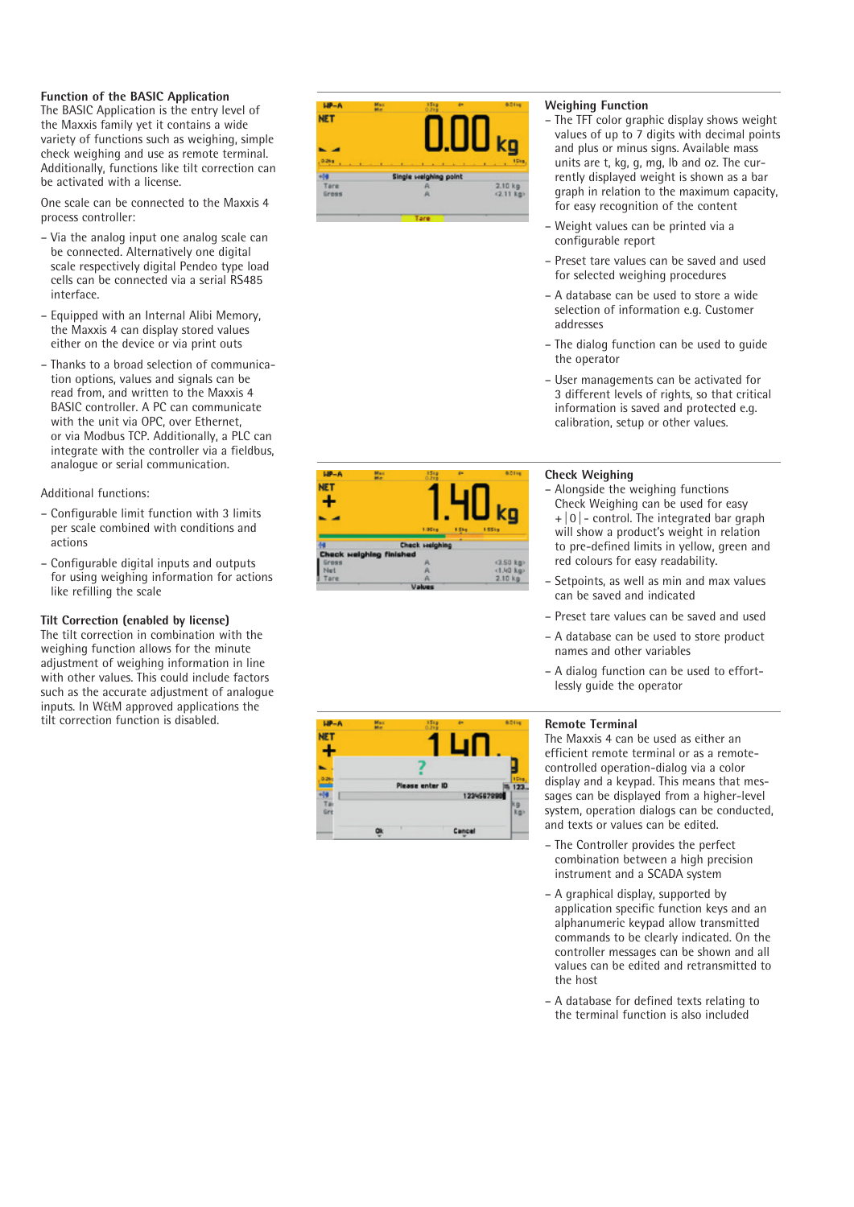### Function of the BASIC Application

The BASIC Application is the entry level of the Maxxis family yet it contains a wide variety of functions such as weighing, simple check weighing and use as remote terminal. Additionally, functions like tilt correction can be activated with a license.

One scale can be connected to the Maxxis 4 process controller:

- Via the analog input one analog scale can be connected. Alternatively one digital scale respectively digital Pendeo type load cells can be connected via a serial RS485 interface.
- Equipped with an Internal Alibi Memory, the Maxxis 4 can display stored values either on the device or via print outs
- Thanks to a broad selection of communication options, values and signals can be read from, and written to the Maxxis 4 BASIC controller. A PC can communicate with the unit via OPC, over Ethernet, or via Modbus TCP. Additionally, a PLC can integrate with the controller via a fieldbus, analogue or serial communication.

Additional functions:

- Configurable limit function with 3 limits per scale combined with conditions and actions
- Configurable digital inputs and outputs for using weighing information for actions like refilling the scale

### Tilt Correction (enabled by license)

The tilt correction in combination with the weighing function allows for the minute adjustment of weighing information in line with other values. This could include factors such as the accurate adjustment of analogue inputs. In W&M approved applications the tilt correction function is disabled.

### Weighing Function

- The TFT color graphic display shows weight values of up to 7 digits with decimal points and plus or minus signs. Available mass units are t, kg, g, mg, lb and oz. The currently displayed weight is shown as a bar graph in relation to the maximum capacity, for easy recognition of the content
- Weight values can be printed via a configurable report
- Preset tare values can be saved and used for selected weighing procedures
- A database can be used to store a wide selection of information e.g. Customer addresses
- The dialog function can be used to guide the operator
- User managements can be activated for 3 different levels of rights, so that critical information is saved and protected e.g. calibration, setup or other values.

### Check Weighing

- Alongside the weighing functions Check Weighing can be used for easy +|0|- control. The integrated bar graph will show a product's weight in relation to pre-defined limits in yellow, green and red colours for easy readability.
- Setpoints, as well as min and max values can be saved and indicated
- Preset tare values can be saved and used
- A database can be used to store product names and other variables
- A dialog function can be used to effortlessly guide the operator

### Remote Terminal

The Maxxis 4 can be used as either an efficient remote terminal or as a remote-controlled operation-dialog via a color display and a keypad. This means that messages can be displayed from a higher-level system, operation dialogs can be conducted, and texts or values can be edited.

- The Controller provides the perfect combination between a high precision instrument and a SCADA system
- A graphical display, supported by application specific function keys and an alphanumeric keypad allow transmitted commands to be clearly indicated. On the controller messages can be shown and all values can be edited and retransmitted to the host
- A database for defined texts relating to the terminal function is also included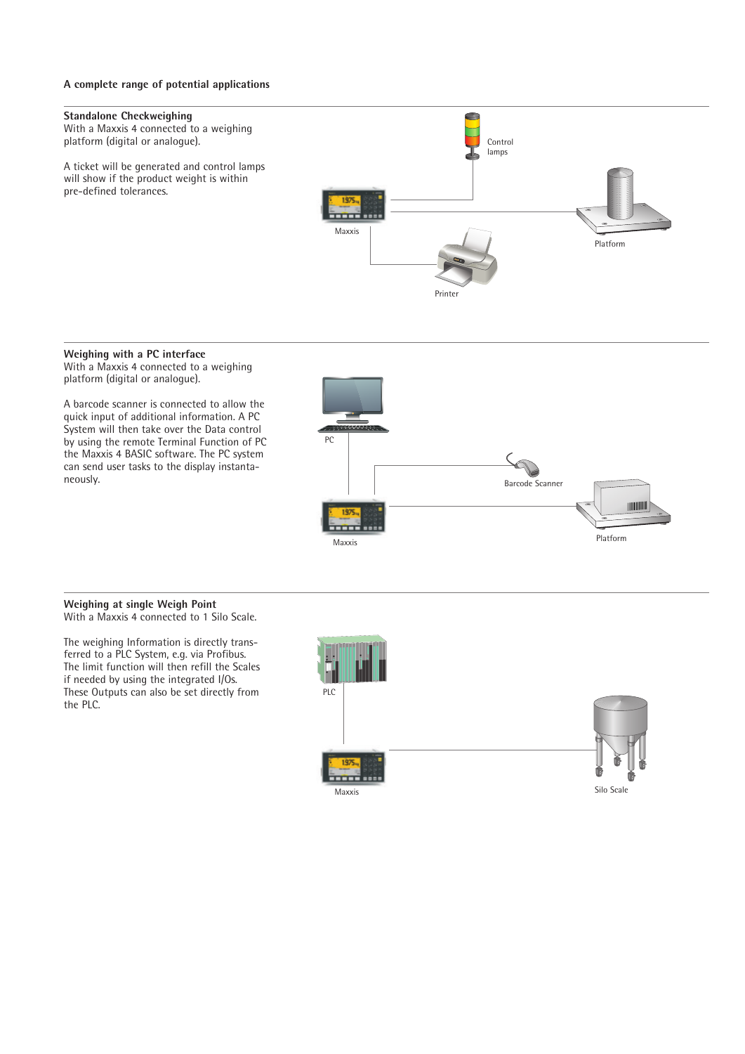## A complete range of potential applications

### Standalone Checkweighing

With a Maxxis 4 connected to a weighing platform (digital or analogue).

A ticket will be generated and control lamps will show if the product weight is within pre-defined tolerances.

Control lamps

Maxxis

Platform

Printer

### Weighing with a PC interface

With a Maxxis 4 connected to a weighing platform (digital or analogue).

A barcode scanner is connected to allow the quick input of additional information. A PC System will then take over the Data control by using the remote Terminal Function of PC the Maxxis 4 BASIC software. The PC system can send user tasks to the display instantaneously.

PC

Barcode Scanner

Maxxis

Platform

### Weighing at single Weigh Point

With a Maxxis 4 connected to 1 Silo Scale.

The weighing Information is directly transferred to a PLC System, e.g. via Profibus. The limit function will then refill the Scales if needed by using the integrated I/Os. These Outputs can also be set directly from the PLC.

PLC

Maxxis

Silo Scale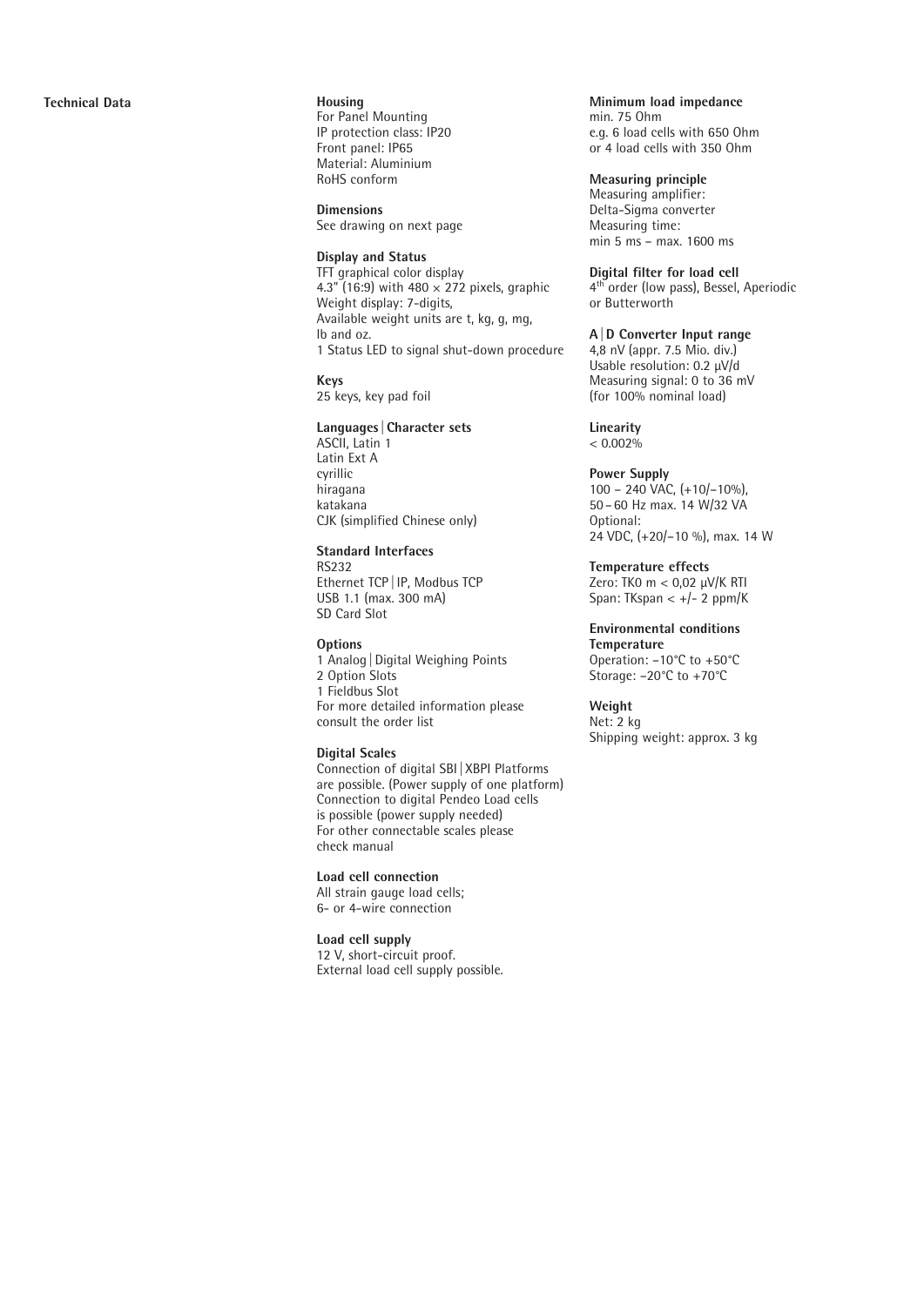## Technical Data

**Housing**
For Panel Mounting
IP protection class: IP20
Front panel: IP65
Material: Aluminium
RoHS conform

**Dimensions**
See drawing on next page

**Display and Status**
TFT graphical color display
4.3" (16:9) with 480 × 272 pixels, graphic
Weight display: 7-digits,
Available weight units are t, kg, g, mg, lb and oz.
1 Status LED to signal shut-down procedure

**Keys**
25 keys, key pad foil

**Languages | Character sets**
ASCII, Latin 1
Latin Ext A
cyrillic
hiragana
katakana
CJK (simplified Chinese only)

**Standard Interfaces**
RS232
Ethernet TCP | IP, Modbus TCP
USB 1.1 (max. 300 mA)
SD Card Slot

**Options**
1 Analog | Digital Weighing Points
2 Option Slots
1 Fieldbus Slot
For more detailed information please consult the order list

**Digital Scales**
Connection of digital SBI | XBPI Platforms are possible. (Power supply of one platform)
Connection to digital Pendeo Load cells is possible (power supply needed)
For other connectable scales please check manual

**Load cell connection**
All strain gauge load cells;
6- or 4-wire connection

**Load cell supply**
12 V, short-circuit proof.
External load cell supply possible.

**Minimum load impedance**
min. 75 Ohm
e.g. 6 load cells with 650 Ohm or 4 load cells with 350 Ohm

**Measuring principle**
Measuring amplifier:
Delta-Sigma converter
Measuring time:
min 5 ms – max. 1600 ms

**Digital filter for load cell**
4th order (low pass), Bessel, Aperiodic or Butterworth

**A | D Converter Input range**
4,8 nV (appr. 7.5 Mio. div.)
Usable resolution: 0.2 µV/d
Measuring signal: 0 to 36 mV
(for 100% nominal load)

**Linearity**
< 0.002%

**Power Supply**
100 – 240 VAC, (+10/–10%),
50 – 60 Hz max. 14 W/32 VA
Optional:
24 VDC, (+20/–10 %), max. 14 W

**Temperature effects**
Zero: TK0 m < 0,02 µV/K RTI
Span: TKspan < +/- 2 ppm/K

**Environmental conditions**
**Temperature**
Operation: –10°C to +50°C
Storage: –20°C to +70°C

**Weight**
Net: 2 kg
Shipping weight: approx. 3 kg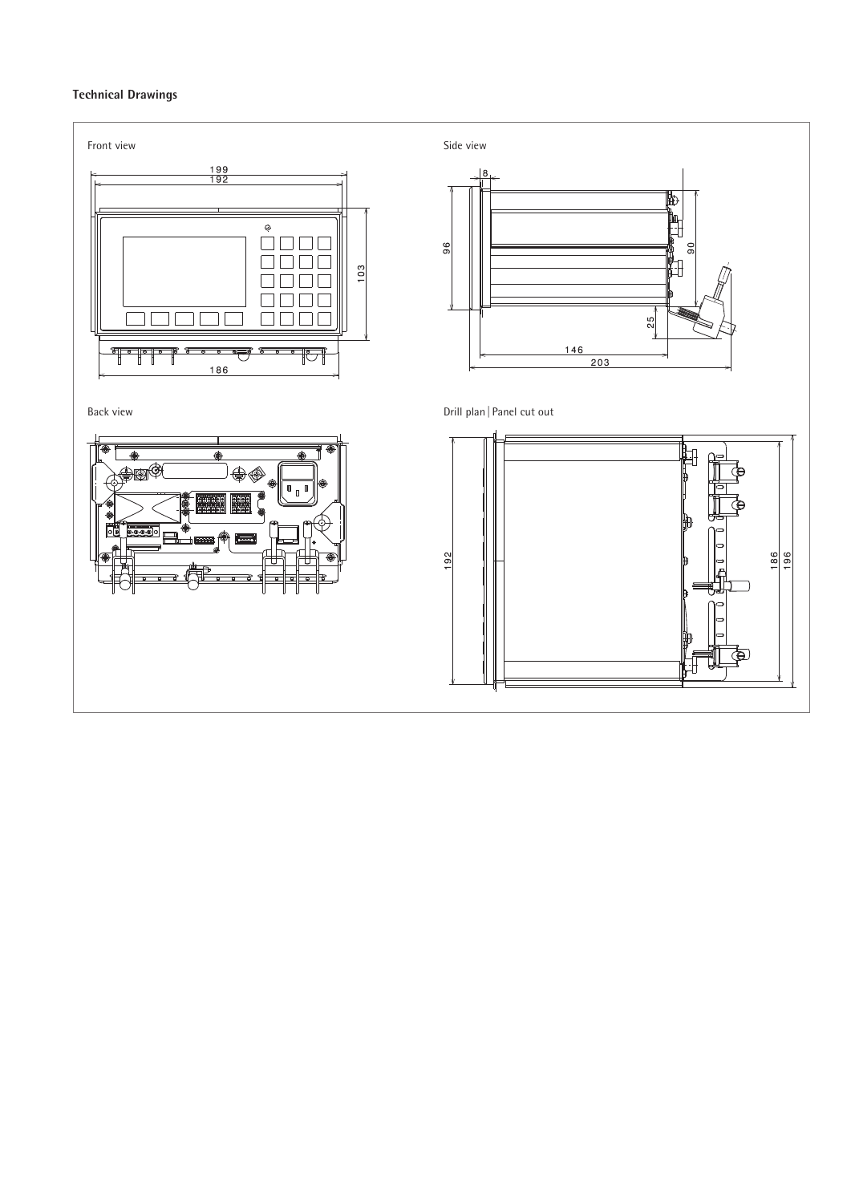## Technical Drawings

Front view

199
192
103
186

Side view

8
96
90
25
146
203

Back view

Drill plan | Panel cut out

192
186
196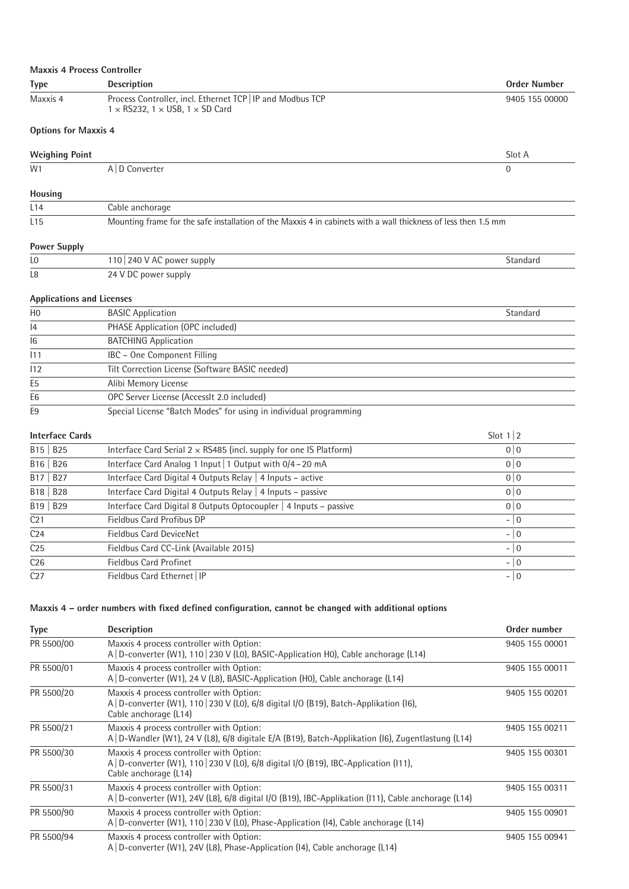**Maxxis 4 Process Controller**

| Type | Description | Order Number |
|---|---|---|
| Maxxis 4 | Process Controller, incl. Ethernet TCP \| IP and Modbus TCP<br>1 × RS232, 1 × USB, 1 × SD Card | 9405 155 00000 |

**Options for Maxxis 4**

| Weighing Point | | Slot A |
|---|---|---|
| W1 | A \| D Converter | 0 |

| Housing | |
|---|---|
| L14 | Cable anchorage |
| L15 | Mounting frame for the safe installation of the Maxxis 4 in cabinets with a wall thickness of less then 1.5 mm |

| Power Supply | | |
|---|---|---|
| L0 | 110 \| 240 V AC power supply | Standard |
| L8 | 24 V DC power supply | |

| Applications and Licenses | | |
|---|---|---|
| H0 | BASIC Application | Standard |
| I4 | PHASE Application (OPC included) | |
| I6 | BATCHING Application | |
| I11 | IBC – One Component Filling | |
| I12 | Tilt Correction License (Software BASIC needed) | |
| E5 | Alibi Memory License | |
| E6 | OPC Server License (AccessIt 2.0 included) | |
| E9 | Special License "Batch Modes" for using in individual programming | |

| Interface Cards | | Slot 1 \| 2 |
|---|---|---|
| B15 \| B25 | Interface Card Serial 2 × RS485 (incl. supply for one IS Platform) | 0 \| 0 |
| B16 \| B26 | Interface Card Analog 1 Input \| 1 Output with 0/4 – 20 mA | 0 \| 0 |
| B17 \| B27 | Interface Card Digital 4 Outputs Relay \| 4 Inputs – active | 0 \| 0 |
| B18 \| B28 | Interface Card Digital 4 Outputs Relay \| 4 Inputs – passive | 0 \| 0 |
| B19 \| B29 | Interface Card Digital 8 Outputs Optocoupler \| 4 Inputs – passive | 0 \| 0 |
| C21 | Fieldbus Card Profibus DP | - \| 0 |
| C24 | Fieldbus Card DeviceNet | - \| 0 |
| C25 | Fieldbus Card CC-Link (Available 2015) | - \| 0 |
| C26 | Fieldbus Card Profinet | - \| 0 |
| C27 | Fieldbus Card Ethernet \| IP | - \| 0 |

**Maxxis 4 – order numbers with fixed defined configuration, cannot be changed with additional options**

| Type | Description | Order number |
|---|---|---|
| PR 5500/00 | Maxxis 4 process controller with Option:<br>A \| D-converter (W1), 110 \| 230 V (L0), BASIC-Application H0), Cable anchorage (L14) | 9405 155 00001 |
| PR 5500/01 | Maxxis 4 process controller with Option:<br>A \| D-converter (W1), 24 V (L8), BASIC-Application (H0), Cable anchorage (L14) | 9405 155 00011 |
| PR 5500/20 | Maxxis 4 process controller with Option:<br>A \| D-converter (W1), 110 \| 230 V (L0), 6/8 digital I/O (B19), Batch-Applikation (I6),<br>Cable anchorage (L14) | 9405 155 00201 |
| PR 5500/21 | Maxxis 4 process controller with Option:<br>A \| D-Wandler (W1), 24 V (L8), 6/8 digitale E/A (B19), Batch-Applikation (I6), Zugentlastung (L14) | 9405 155 00211 |
| PR 5500/30 | Maxxis 4 process controller with Option:<br>A \| D-converter (W1), 110 \| 230 V (L0), 6/8 digital I/O (B19), IBC-Application (I11),<br>Cable anchorage (L14) | 9405 155 00301 |
| PR 5500/31 | Maxxis 4 process controller with Option:<br>A \| D-converter (W1), 24V (L8), 6/8 digital I/O (B19), IBC-Applikation (I11), Cable anchorage (L14) | 9405 155 00311 |
| PR 5500/90 | Maxxis 4 process controller with Option:<br>A \| D-converter (W1), 110 \| 230 V (L0), Phase-Application (I4), Cable anchorage (L14) | 9405 155 00901 |
| PR 5500/94 | Maxxis 4 process controller with Option:<br>A \| D-converter (W1), 24V (L8), Phase-Application (I4), Cable anchorage (L14) | 9405 155 00941 |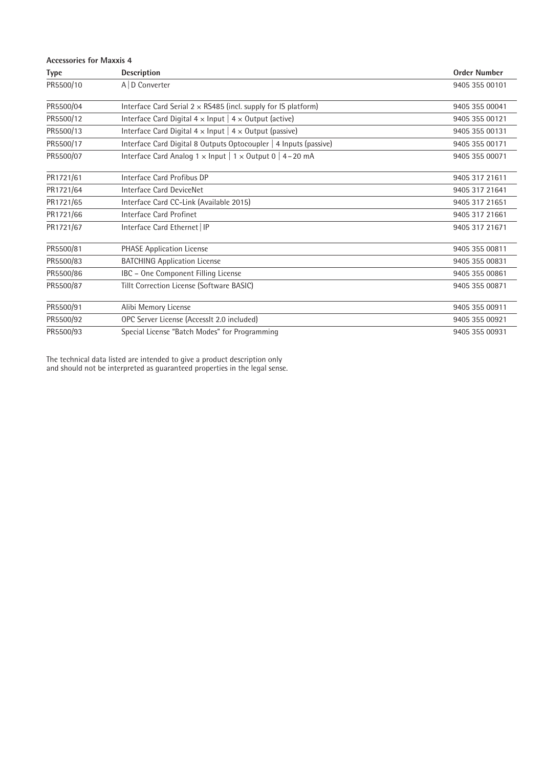**Accessories for Maxxis 4**

| Type | Description | Order Number |
|---|---|---|
| PR5500/10 | A \| D Converter | 9405 355 00101 |
| PR5500/04 | Interface Card Serial 2 × RS485 (incl. supply for IS platform) | 9405 355 00041 |
| PR5500/12 | Interface Card Digital 4 × Input \| 4 × Output (active) | 9405 355 00121 |
| PR5500/13 | Interface Card Digital 4 × Input \| 4 × Output (passive) | 9405 355 00131 |
| PR5500/17 | Interface Card Digital 8 Outputs Optocoupler \| 4 Inputs (passive) | 9405 355 00171 |
| PR5500/07 | Interface Card Analog 1 × Input \| 1 × Output 0 \| 4 – 20 mA | 9405 355 00071 |
| PR1721/61 | Interface Card Profibus DP | 9405 317 21611 |
| PR1721/64 | Interface Card DeviceNet | 9405 317 21641 |
| PR1721/65 | Interface Card CC-Link (Available 2015) | 9405 317 21651 |
| PR1721/66 | Interface Card Profinet | 9405 317 21661 |
| PR1721/67 | Interface Card Ethernet \| IP | 9405 317 21671 |
| PR5500/81 | PHASE Application License | 9405 355 00811 |
| PR5500/83 | BATCHING Application License | 9405 355 00831 |
| PR5500/86 | IBC – One Component Filling License | 9405 355 00861 |
| PR5500/87 | Tillt Correction License (Software BASIC) | 9405 355 00871 |
| PR5500/91 | Alibi Memory License | 9405 355 00911 |
| PR5500/92 | OPC Server License (AccessIt 2.0 included) | 9405 355 00921 |
| PR5500/93 | Special License "Batch Modes" for Programming | 9405 355 00931 |

The technical data listed are intended to give a product description only and should not be interpreted as guaranteed properties in the legal sense.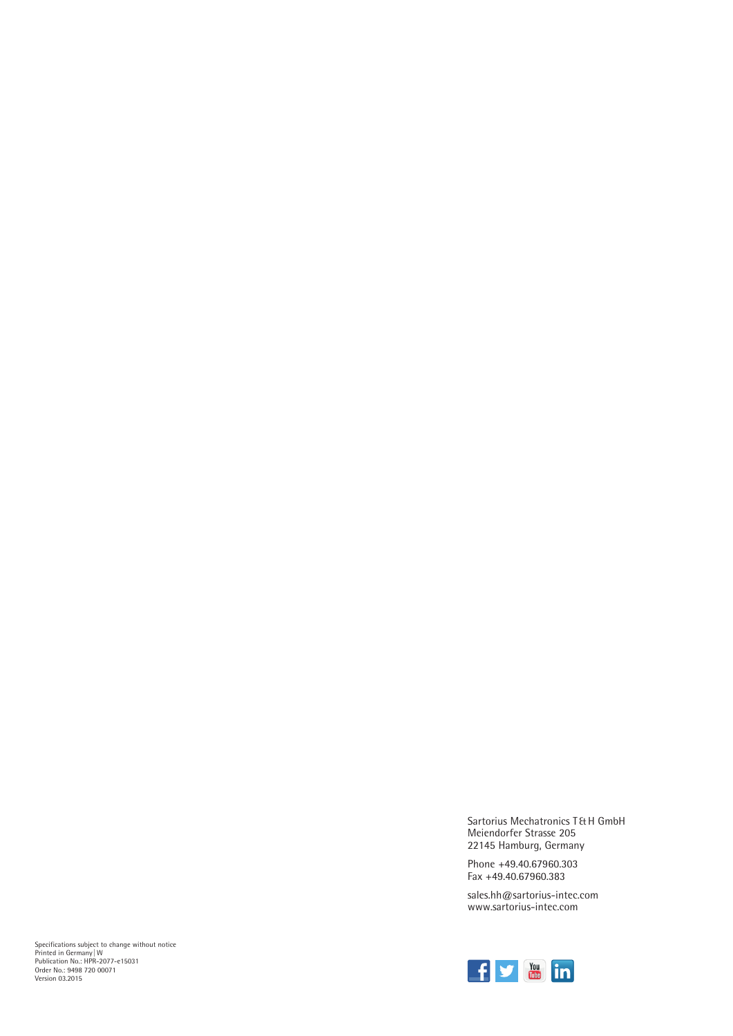Sartorius Mechatronics T&H GmbH
Meiendorfer Strasse 205
22145 Hamburg, Germany

Phone +49.40.67960.303
Fax +49.40.67960.383

sales.hh@sartorius-intec.com
www.sartorius-intec.com

Specifications subject to change without notice
Printed in Germany | W
Publication No.: HPR-2077-e15031
Order No.: 9498 720 00071
Version 03.2015